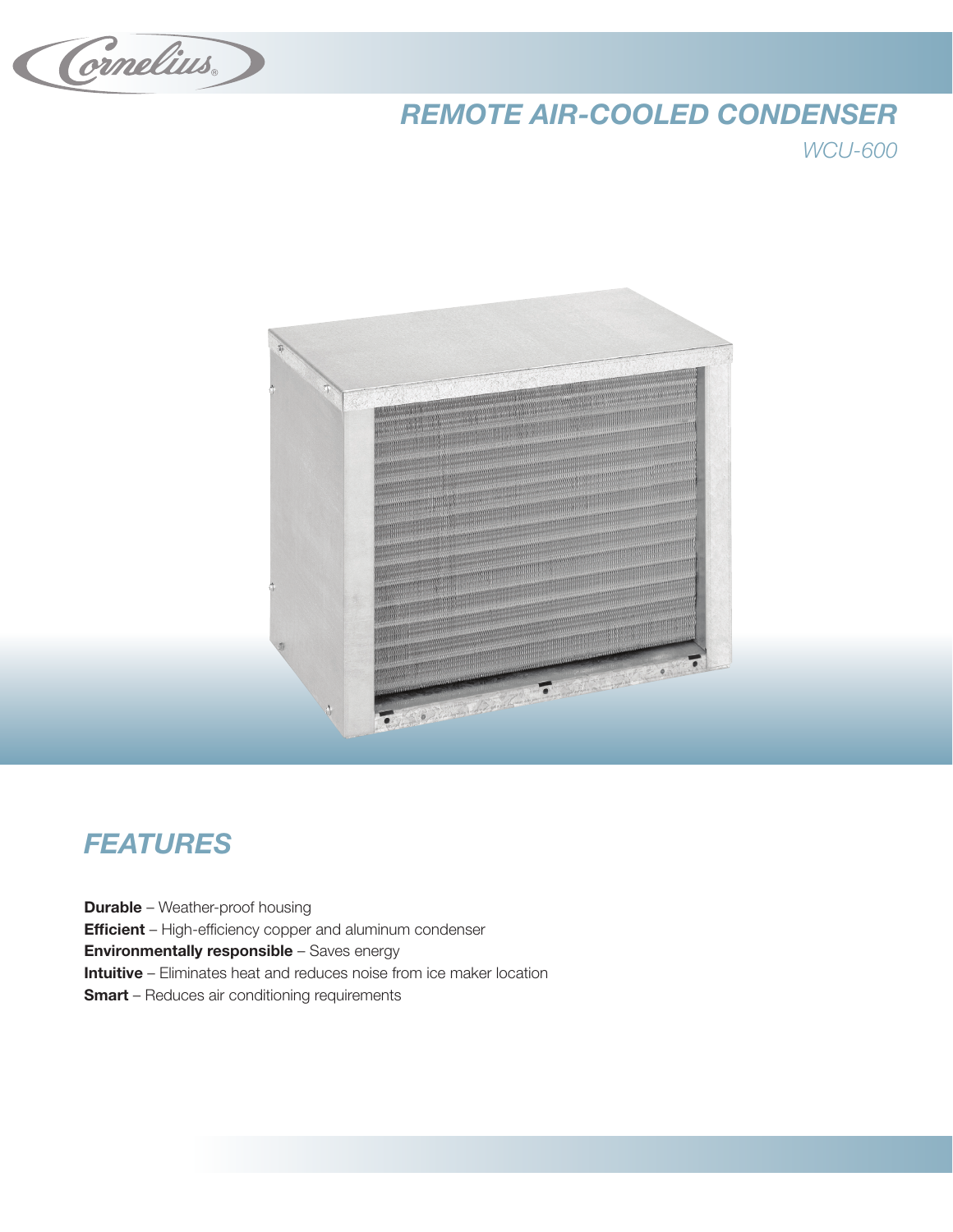# REMOTE AIR-COOLED CONDENSER

*WCU-600*

## FEATURES

**Durable** – Weather-proof housing
**Efficient** – High-efficiency copper and aluminum condenser
**Environmentally responsible** – Saves energy
**Intuitive** – Eliminates heat and reduces noise from ice maker location
**Smart** – Reduces air conditioning requirements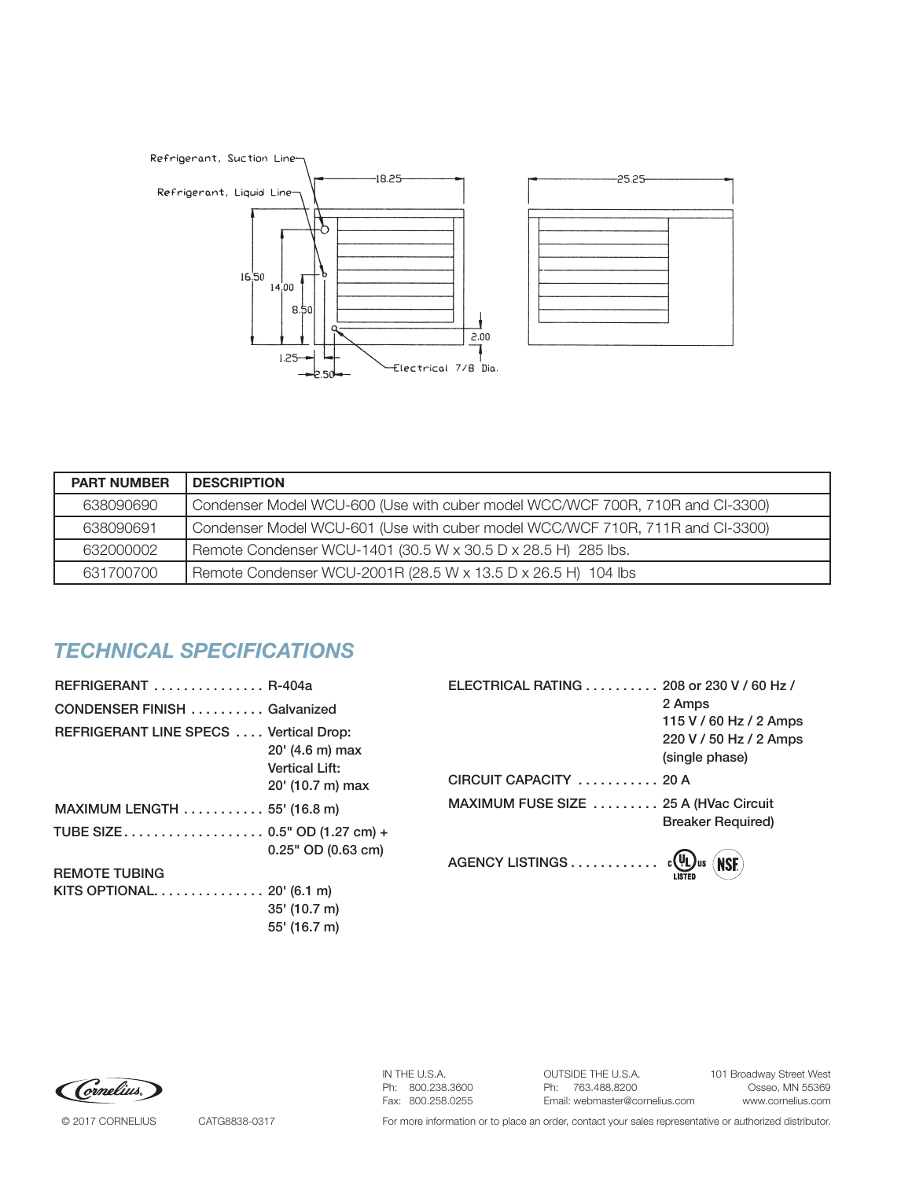Refrigerant, Suction Line
Refrigerant, Liquid Line
18.25
25.25
16.50
14.00
8.50
2.00
1.25
2.50
Electrical 7/8 Dia.

| PART NUMBER | DESCRIPTION |
|---|---|
| 638090690 | Condenser Model WCU-600 (Use with cuber model WCC/WCF 700R, 710R and CI-3300) |
| 638090691 | Condenser Model WCU-601 (Use with cuber model WCC/WCF 710R, 711R and CI-3300) |
| 632000002 | Remote Condenser WCU-1401 (30.5 W x 30.5 D x 28.5 H) 285 lbs. |
| 631700700 | Remote Condenser WCU-2001R (28.5 W x 13.5 D x 26.5 H) 104 lbs |

## TECHNICAL SPECIFICATIONS

**REFRIGERANT** . . . . . . . . . . . . . . . R-404a

**CONDENSER FINISH** . . . . . . . . . . Galvanized

**REFRIGERANT LINE SPECS** . . . . Vertical Drop: 20' (4.6 m) max
Vertical Lift: 20' (10.7 m) max

**MAXIMUM LENGTH** . . . . . . . . . . . 55' (16.8 m)

**TUBE SIZE** . . . . . . . . . . . . . . . . . . . 0.5" OD (1.27 cm) + 0.25" OD (0.63 cm)

**REMOTE TUBING KITS OPTIONAL** . . . . . . . . . . . . . . . 20' (6.1 m)
35' (10.7 m)
55' (16.7 m)

**ELECTRICAL RATING** . . . . . . . . . . 208 or 230 V / 60 Hz / 2 Amps
115 V / 60 Hz / 2 Amps
220 V / 50 Hz / 2 Amps
(single phase)

**CIRCUIT CAPACITY** . . . . . . . . . . . 20 A

**MAXIMUM FUSE SIZE** . . . . . . . . . 25 A (HVac Circuit Breaker Required)

**AGENCY LISTINGS** . . . . . . . . . . . . c UL us LISTED, NSF

Cornelius

© 2017 CORNELIUS CATG8838-0317

IN THE U.S.A.
Ph: 800.238.3600
Fax: 800.258.0255

OUTSIDE THE U.S.A.
Ph: 763.488.8200
Email: webmaster@cornelius.com

101 Broadway Street West
Osseo, MN 55369
www.cornelius.com

For more information or to place an order, contact your sales representative or authorized distributor.